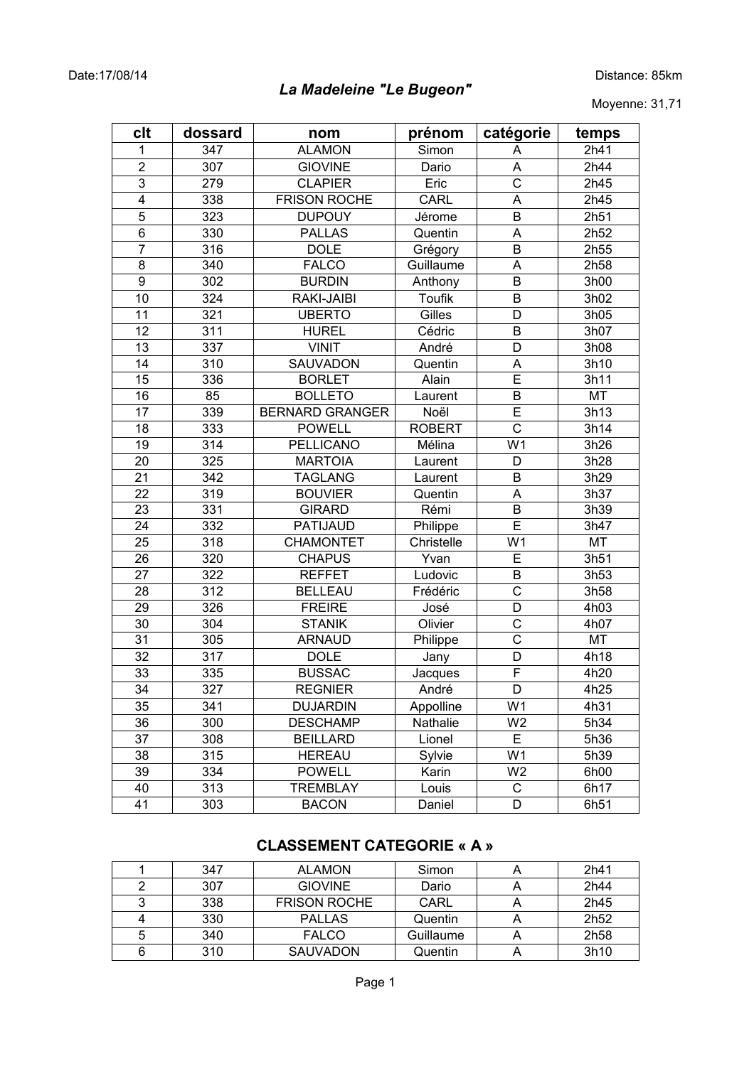Date:17/08/14 Distance: 85km

# *La Madeleine "Le Bugeon"*

Moyenne: 31,71

| clt | dossard | nom | prénom | catégorie | temps |
|---|---|---|---|---|---|
| 1 | 347 | ALAMON | Simon | A | 2h41 |
| 2 | 307 | GIOVINE | Dario | A | 2h44 |
| 3 | 279 | CLAPIER | Eric | C | 2h45 |
| 4 | 338 | FRISON ROCHE | CARL | A | 2h45 |
| 5 | 323 | DUPOUY | Jérome | B | 2h51 |
| 6 | 330 | PALLAS | Quentin | A | 2h52 |
| 7 | 316 | DOLE | Grégory | B | 2h55 |
| 8 | 340 | FALCO | Guillaume | A | 2h58 |
| 9 | 302 | BURDIN | Anthony | B | 3h00 |
| 10 | 324 | RAKI-JAIBI | Toufik | B | 3h02 |
| 11 | 321 | UBERTO | Gilles | D | 3h05 |
| 12 | 311 | HUREL | Cédric | B | 3h07 |
| 13 | 337 | VINIT | André | D | 3h08 |
| 14 | 310 | SAUVADON | Quentin | A | 3h10 |
| 15 | 336 | BORLET | Alain | E | 3h11 |
| 16 | 85 | BOLLETO | Laurent | B | MT |
| 17 | 339 | BERNARD GRANGER | Noël | E | 3h13 |
| 18 | 333 | POWELL | ROBERT | C | 3h14 |
| 19 | 314 | PELLICANO | Mélina | W1 | 3h26 |
| 20 | 325 | MARTOIA | Laurent | D | 3h28 |
| 21 | 342 | TAGLANG | Laurent | B | 3h29 |
| 22 | 319 | BOUVIER | Quentin | A | 3h37 |
| 23 | 331 | GIRARD | Rémi | B | 3h39 |
| 24 | 332 | PATIJAUD | Philippe | E | 3h47 |
| 25 | 318 | CHAMONTET | Christelle | W1 | MT |
| 26 | 320 | CHAPUS | Yvan | E | 3h51 |
| 27 | 322 | REFFET | Ludovic | B | 3h53 |
| 28 | 312 | BELLEAU | Frédéric | C | 3h58 |
| 29 | 326 | FREIRE | José | D | 4h03 |
| 30 | 304 | STANIK | Olivier | C | 4h07 |
| 31 | 305 | ARNAUD | Philippe | C | MT |
| 32 | 317 | DOLE | Jany | D | 4h18 |
| 33 | 335 | BUSSAC | Jacques | F | 4h20 |
| 34 | 327 | REGNIER | André | D | 4h25 |
| 35 | 341 | DUJARDIN | Appolline | W1 | 4h31 |
| 36 | 300 | DESCHAMP | Nathalie | W2 | 5h34 |
| 37 | 308 | BEILLARD | Lionel | E | 5h36 |
| 38 | 315 | HEREAU | Sylvie | W1 | 5h39 |
| 39 | 334 | POWELL | Karin | W2 | 6h00 |
| 40 | 313 | TREMBLAY | Louis | C | 6h17 |
| 41 | 303 | BACON | Daniel | D | 6h51 |

## CLASSEMENT CATEGORIE « A »

| | | | | | |
|---|---|---|---|---|---|
| 1 | 347 | ALAMON | Simon | A | 2h41 |
| 2 | 307 | GIOVINE | Dario | A | 2h44 |
| 3 | 338 | FRISON ROCHE | CARL | A | 2h45 |
| 4 | 330 | PALLAS | Quentin | A | 2h52 |
| 5 | 340 | FALCO | Guillaume | A | 2h58 |
| 6 | 310 | SAUVADON | Quentin | A | 3h10 |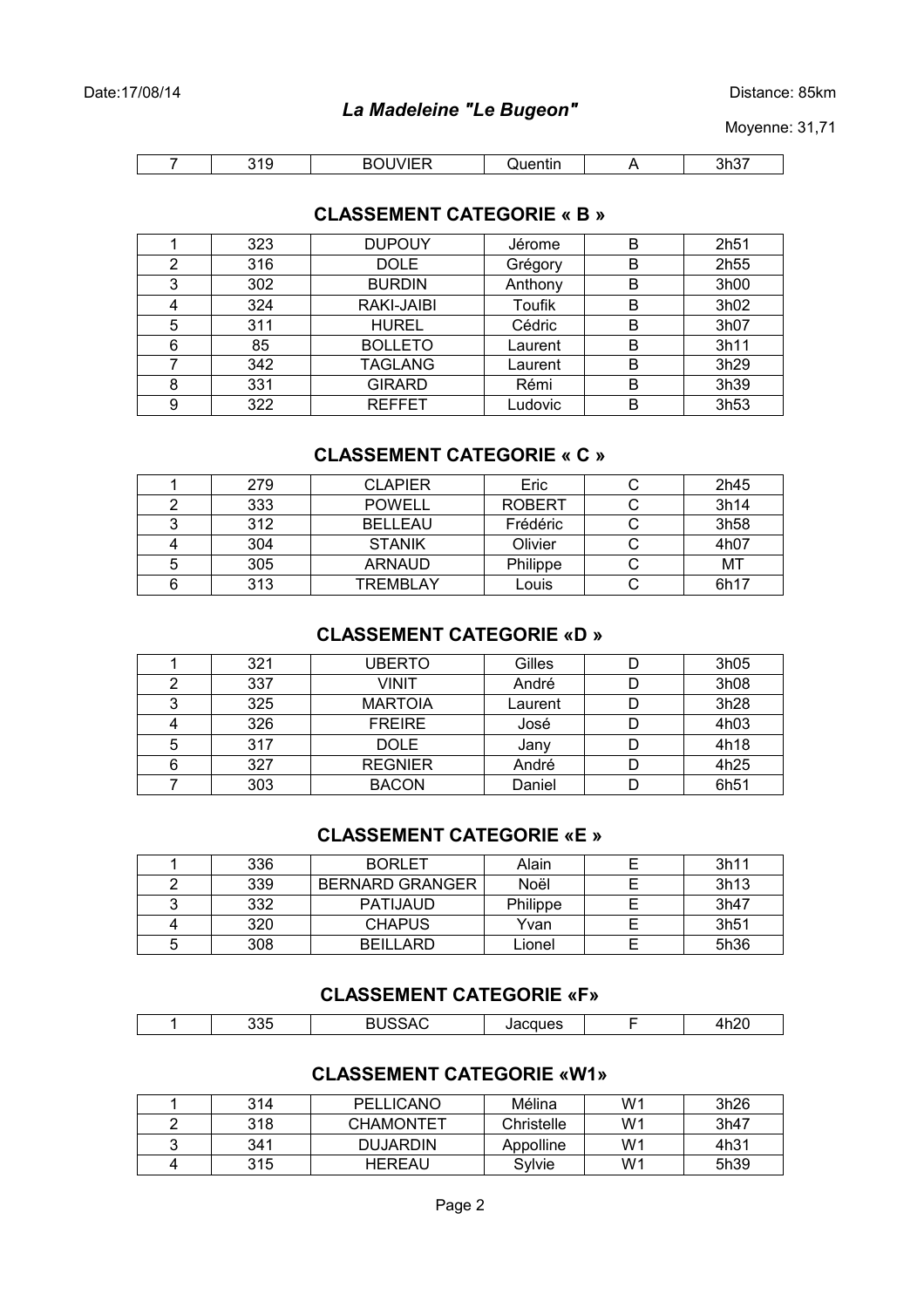Date:17/08/14 Distance: 85km

*La Madeleine "Le Bugeon"*

Moyenne: 31,71

| | | | | | |
|---|---|---|---|---|---|
| 7 | 319 | BOUVIER | Quentin | A | 3h37 |

## CLASSEMENT CATEGORIE « B »

| | | | | | |
|---|---|---|---|---|---|
| 1 | 323 | DUPOUY | Jérome | B | 2h51 |
| 2 | 316 | DOLE | Grégory | B | 2h55 |
| 3 | 302 | BURDIN | Anthony | B | 3h00 |
| 4 | 324 | RAKI-JAIBI | Toufik | B | 3h02 |
| 5 | 311 | HUREL | Cédric | B | 3h07 |
| 6 | 85 | BOLLETO | Laurent | B | 3h11 |
| 7 | 342 | TAGLANG | Laurent | B | 3h29 |
| 8 | 331 | GIRARD | Rémi | B | 3h39 |
| 9 | 322 | REFFET | Ludovic | B | 3h53 |

## CLASSEMENT CATEGORIE « C »

| | | | | | |
|---|---|---|---|---|---|
| 1 | 279 | CLAPIER | Eric | C | 2h45 |
| 2 | 333 | POWELL | ROBERT | C | 3h14 |
| 3 | 312 | BELLEAU | Frédéric | C | 3h58 |
| 4 | 304 | STANIK | Olivier | C | 4h07 |
| 5 | 305 | ARNAUD | Philippe | C | MT |
| 6 | 313 | TREMBLAY | Louis | C | 6h17 |

## CLASSEMENT CATEGORIE «D »

| | | | | | |
|---|---|---|---|---|---|
| 1 | 321 | UBERTO | Gilles | D | 3h05 |
| 2 | 337 | VINIT | André | D | 3h08 |
| 3 | 325 | MARTOIA | Laurent | D | 3h28 |
| 4 | 326 | FREIRE | José | D | 4h03 |
| 5 | 317 | DOLE | Jany | D | 4h18 |
| 6 | 327 | REGNIER | André | D | 4h25 |
| 7 | 303 | BACON | Daniel | D | 6h51 |

## CLASSEMENT CATEGORIE «E »

| | | | | | |
|---|---|---|---|---|---|
| 1 | 336 | BORLET | Alain | E | 3h11 |
| 2 | 339 | BERNARD GRANGER | Noël | E | 3h13 |
| 3 | 332 | PATIJAUD | Philippe | E | 3h47 |
| 4 | 320 | CHAPUS | Yvan | E | 3h51 |
| 5 | 308 | BEILLARD | Lionel | E | 5h36 |

## CLASSEMENT CATEGORIE «F»

| | | | | | |
|---|---|---|---|---|---|
| 1 | 335 | BUSSAC | Jacques | F | 4h20 |

## CLASSEMENT CATEGORIE «W1»

| | | | | | |
|---|---|---|---|---|---|
| 1 | 314 | PELLICANO | Mélina | W1 | 3h26 |
| 2 | 318 | CHAMONTET | Christelle | W1 | 3h47 |
| 3 | 341 | DUJARDIN | Appolline | W1 | 4h31 |
| 4 | 315 | HEREAU | Sylvie | W1 | 5h39 |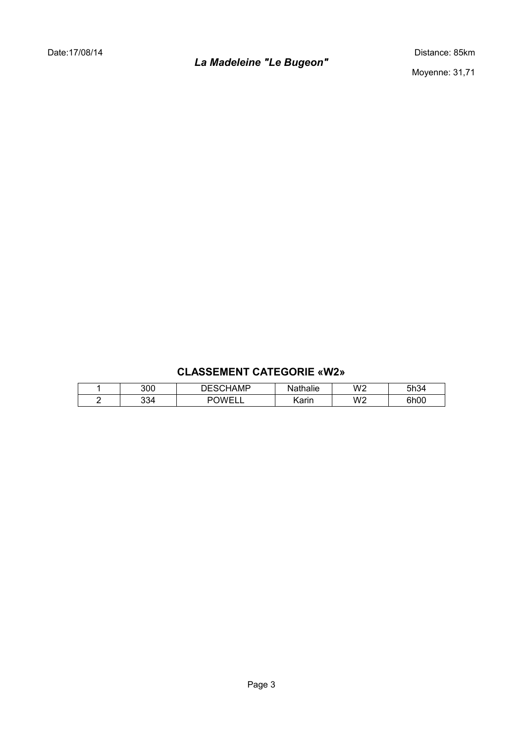Date:17/08/14

# *La Madeleine "Le Bugeon"*

Distance: 85km

Moyenne: 31,71

## CLASSEMENT CATEGORIE «W2»

| | | | | | |
|---|---|---|---|---|---|
| 1 | 300 | DESCHAMP | Nathalie | W2 | 5h34 |
| 2 | 334 | POWELL | Karin | W2 | 6h00 |